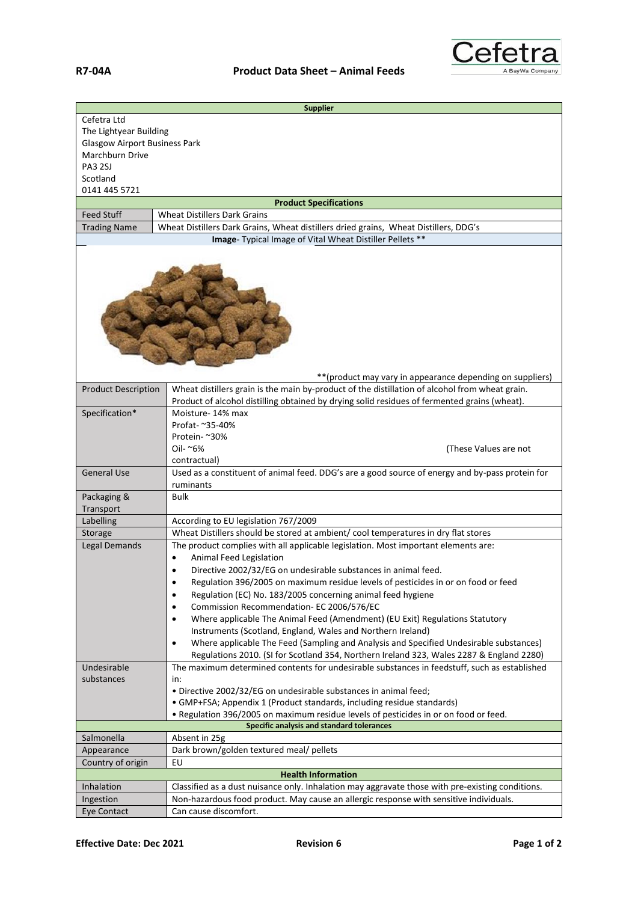# R7-04A Product Data Sheet – Animal Feeds

| **Supplier** | |
|---|---|
| Cefetra Ltd<br>The Lightyear Building<br>Glasgow Airport Business Park<br>Marchburn Drive<br>PA3 2SJ<br>Scotland<br>0141 445 5721 | |
| **Product Specifications** | |
| Feed Stuff | Wheat Distillers Dark Grains |
| Trading Name | Wheat Distillers Dark Grains, Wheat distillers dried grains, Wheat Distillers, DDG's |
| **Image**- Typical Image of Vital Wheat Distiller Pellets ** | |
| **(product may vary in appearance depending on suppliers) | |
| Product Description | Wheat distillers grain is the main by-product of the distillation of alcohol from wheat grain. Product of alcohol distilling obtained by drying solid residues of fermented grains (wheat). |
| Specification* | Moisture- 14% max<br>Profat- ~35-40%<br>Protein- ~30%<br>Oil- ~6% (These Values are not contractual) |
| General Use | Used as a constituent of animal feed. DDG's are a good source of energy and by-pass protein for ruminants |
| Packaging & Transport | Bulk |
| Labelling | According to EU legislation 767/2009 |
| Storage | Wheat Distillers should be stored at ambient/ cool temperatures in dry flat stores |
| Legal Demands | The product complies with all applicable legislation. Most important elements are:<br>• Animal Feed Legislation<br>• Directive 2002/32/EG on undesirable substances in animal feed.<br>• Regulation 396/2005 on maximum residue levels of pesticides in or on food or feed<br>• Regulation (EC) No. 183/2005 concerning animal feed hygiene<br>• Commission Recommendation- EC 2006/576/EC<br>• Where applicable The Animal Feed (Amendment) (EU Exit) Regulations Statutory Instruments (Scotland, England, Wales and Northern Ireland)<br>• Where applicable The Feed (Sampling and Analysis and Specified Undesirable substances) Regulations 2010. (SI for Scotland 354, Northern Ireland 323, Wales 2287 & England 2280) |
| Undesirable substances | The maximum determined contents for undesirable substances in feedstuff, such as established in:<br>• Directive 2002/32/EG on undesirable substances in animal feed;<br>• GMP+FSA; Appendix 1 (Product standards, including residue standards)<br>• Regulation 396/2005 on maximum residue levels of pesticides in or on food or feed. |
| **Specific analysis and standard tolerances** | |
| Salmonella | Absent in 25g |
| Appearance | Dark brown/golden textured meal/ pellets |
| Country of origin | EU |
| **Health Information** | |
| Inhalation | Classified as a dust nuisance only. Inhalation may aggravate those with pre-existing conditions. |
| Ingestion | Non-hazardous food product. May cause an allergic response with sensitive individuals. |
| Eye Contact | Can cause discomfort. |

**Effective Date: Dec 2021** **Revision 6**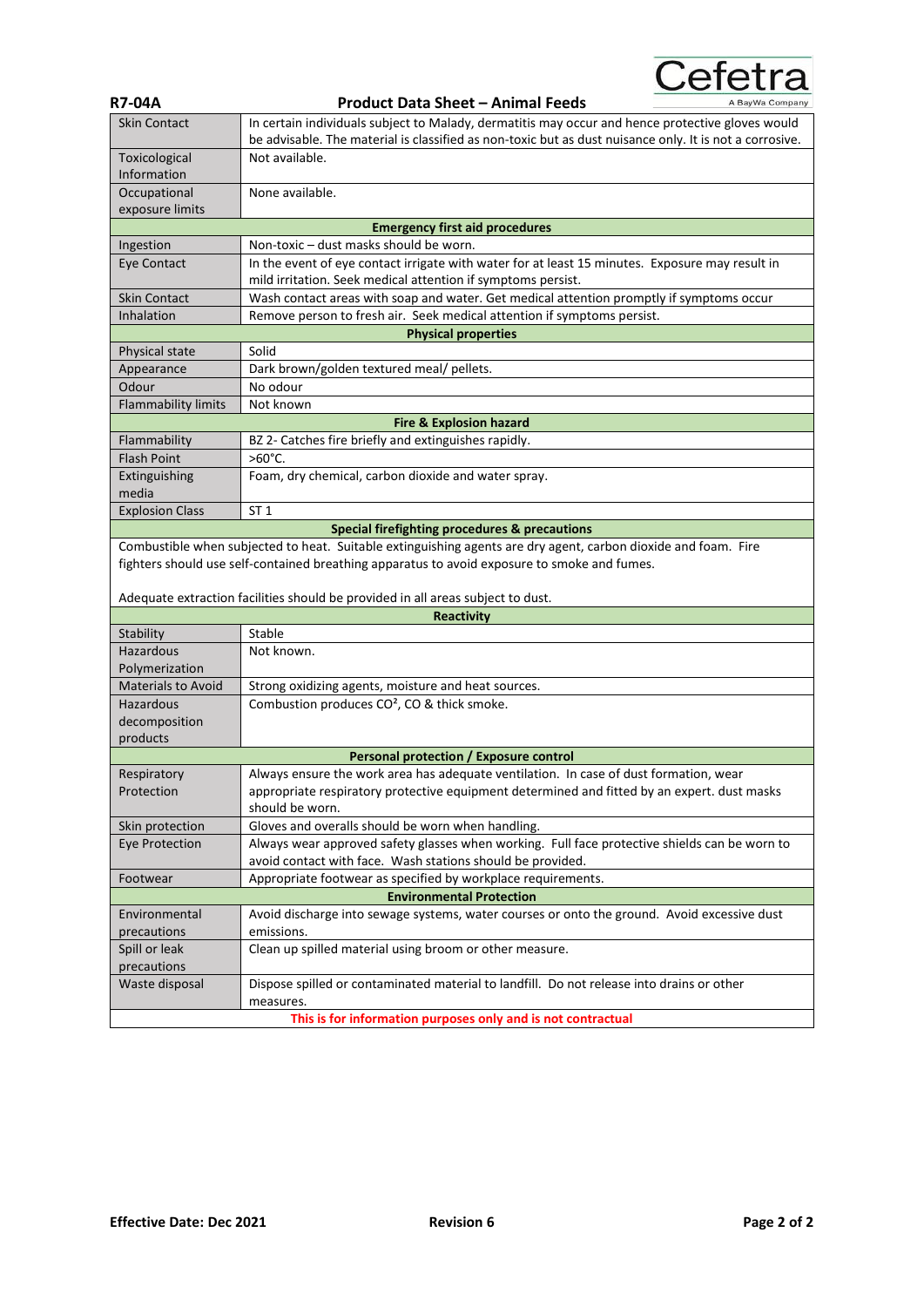**R7-04A** **Product Data Sheet – Animal Feeds**

| | |
|---|---|
| Skin Contact | In certain individuals subject to Malady, dermatitis may occur and hence protective gloves would be advisable. The material is classified as non-toxic but as dust nuisance only. It is not a corrosive. |
| Toxicological Information | Not available. |
| Occupational exposure limits | None available. |
| **Emergency first aid procedures** | |
| Ingestion | Non-toxic – dust masks should be worn. |
| Eye Contact | In the event of eye contact irrigate with water for at least 15 minutes. Exposure may result in mild irritation. Seek medical attention if symptoms persist. |
| Skin Contact | Wash contact areas with soap and water. Get medical attention promptly if symptoms occur |
| Inhalation | Remove person to fresh air. Seek medical attention if symptoms persist. |
| **Physical properties** | |
| Physical state | Solid |
| Appearance | Dark brown/golden textured meal/ pellets. |
| Odour | No odour |
| Flammability limits | Not known |
| **Fire & Explosion hazard** | |
| Flammability | BZ 2- Catches fire briefly and extinguishes rapidly. |
| Flash Point | >60°C. |
| Extinguishing media | Foam, dry chemical, carbon dioxide and water spray. |
| Explosion Class | ST 1 |
| **Special firefighting procedures & precautions** | |
| Combustible when subjected to heat. Suitable extinguishing agents are dry agent, carbon dioxide and foam. Fire fighters should use self-contained breathing apparatus to avoid exposure to smoke and fumes. Adequate extraction facilities should be provided in all areas subject to dust. | |
| **Reactivity** | |
| Stability | Stable |
| Hazardous Polymerization | Not known. |
| Materials to Avoid | Strong oxidizing agents, moisture and heat sources. |
| Hazardous decomposition products | Combustion produces $CO^2$, CO & thick smoke. |
| **Personal protection / Exposure control** | |
| Respiratory Protection | Always ensure the work area has adequate ventilation. In case of dust formation, wear appropriate respiratory protective equipment determined and fitted by an expert. dust masks should be worn. |
| Skin protection | Gloves and overalls should be worn when handling. |
| Eye Protection | Always wear approved safety glasses when working. Full face protective shields can be worn to avoid contact with face. Wash stations should be provided. |
| Footwear | Appropriate footwear as specified by workplace requirements. |
| **Environmental Protection** | |
| Environmental precautions | Avoid discharge into sewage systems, water courses or onto the ground. Avoid excessive dust emissions. |
| Spill or leak precautions | Clean up spilled material using broom or other measure. |
| Waste disposal | Dispose spilled or contaminated material to landfill. Do not release into drains or other measures. |
| **This is for information purposes only and is not contractual** | |

**Effective Date: Dec 2021** **Revision 6**